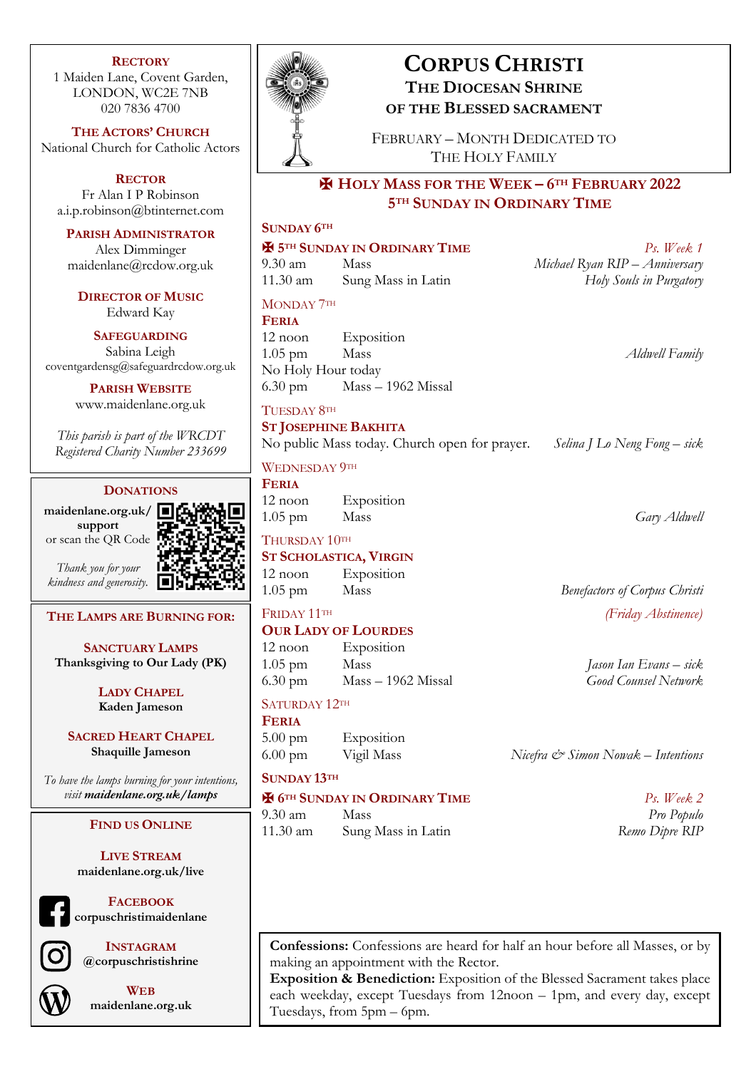# CORPUS CHRISTI

## THE DIOCESAN SHRINE OF THE BLESSED SACRAMENT

FEBRUARY – MONTH DEDICATED TO THE HOLY FAMILY

## ✠ HOLY MASS FOR THE WEEK – 6TH FEBRUARY 2022
## 5TH SUNDAY IN ORDINARY TIME

**SUNDAY 6TH**

**✠ 5TH SUNDAY IN ORDINARY TIME** — *Ps. Week 1*

| | | |
|---|---|---|
| 9.30 am | Mass | *Michael Ryan RIP – Anniversary* |
| 11.30 am | Sung Mass in Latin | *Holy Souls in Purgatory* |

MONDAY 7TH

**FERIA**

| | | |
|---|---|---|
| 12 noon | Exposition | |
| 1.05 pm | Mass | *Aldwell Family* |

No Holy Hour today

| | | |
|---|---|---|
| 6.30 pm | Mass – 1962 Missal | |

TUESDAY 8TH

**ST JOSEPHINE BAKHITA**

No public Mass today. Church open for prayer. — *Selina J Lo Neng Fong – sick*

WEDNESDAY 9TH

**FERIA**

| | | |
|---|---|---|
| 12 noon | Exposition | |
| 1.05 pm | Mass | *Gary Aldwell* |

THURSDAY 10TH

**ST SCHOLASTICA, VIRGIN**

| | | |
|---|---|---|
| 12 noon | Exposition | |
| 1.05 pm | Mass | *Benefactors of Corpus Christi* |

FRIDAY 11TH — *(Friday Abstinence)*

**OUR LADY OF LOURDES**

| | | |
|---|---|---|
| 12 noon | Exposition | |
| 1.05 pm | Mass | *Jason Ian Evans – sick* |
| 6.30 pm | Mass – 1962 Missal | *Good Counsel Network* |

SATURDAY 12TH

**FERIA**

| | | |
|---|---|---|
| 5.00 pm | Exposition | |
| 6.00 pm | Vigil Mass | *Nicefra & Simon Nowak – Intentions* |

**SUNDAY 13TH**

**✠ 6TH SUNDAY IN ORDINARY TIME** — *Ps. Week 2*

| | | |
|---|---|---|
| 9.30 am | Mass | *Pro Populo* |
| 11.30 am | Sung Mass in Latin | *Remo Dipre RIP* |

**Confessions:** Confessions are heard for half an hour before all Masses, or by making an appointment with the Rector.
**Exposition & Benediction:** Exposition of the Blessed Sacrament takes place each weekday, except Tuesdays from 12noon – 1pm, and every day, except Tuesdays, from 5pm – 6pm.

---

**RECTORY**
1 Maiden Lane, Covent Garden,
LONDON, WC2E 7NB
020 7836 4700

**THE ACTORS' CHURCH**
National Church for Catholic Actors

**RECTOR**
Fr Alan I P Robinson
a.i.p.robinson@btinternet.com

**PARISH ADMINISTRATOR**
Alex Dimminger
maidenlane@rcdow.org.uk

**DIRECTOR OF MUSIC**
Edward Kay

**SAFEGUARDING**
Sabina Leigh
coventgardensg@safeguardrcdow.org.uk

**PARISH WEBSITE**
www.maidenlane.org.uk

*This parish is part of the WRCDT Registered Charity Number 233699*

**DONATIONS**
**maidenlane.org.uk/support**
or scan the QR Code

*Thank you for your kindness and generosity.*

**THE LAMPS ARE BURNING FOR:**

**SANCTUARY LAMPS**
**Thanksgiving to Our Lady (PK)**

**LADY CHAPEL**
**Kaden Jameson**

**SACRED HEART CHAPEL**
**Shaquille Jameson**

*To have the lamps burning for your intentions, visit* ***maidenlane.org.uk/lamps***

**FIND US ONLINE**

**LIVE STREAM**
**maidenlane.org.uk/live**

**FACEBOOK**
**corpuschristimaidenlane**

**INSTAGRAM**
**@corpuschristishrine**

**WEB**
**maidenlane.org.uk**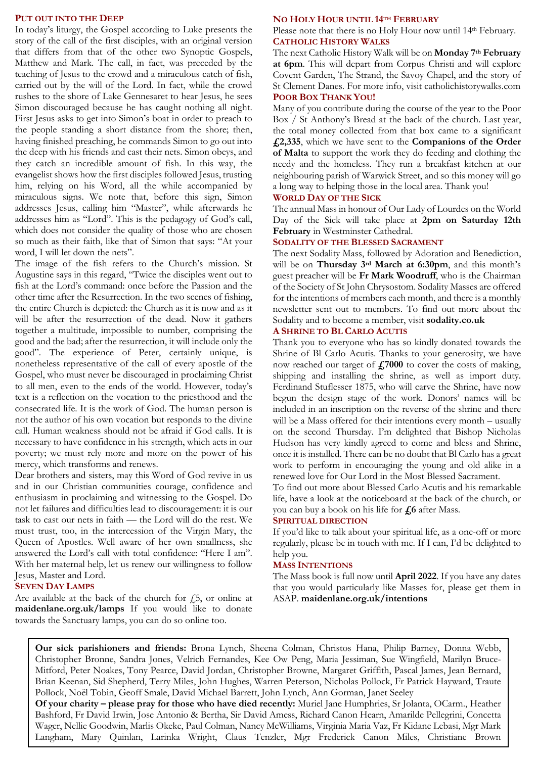## Put out into the Deep

In today's liturgy, the Gospel according to Luke presents the story of the call of the first disciples, with an original version that differs from that of the other two Synoptic Gospels, Matthew and Mark. The call, in fact, was preceded by the teaching of Jesus to the crowd and a miraculous catch of fish, carried out by the will of the Lord. In fact, while the crowd rushes to the shore of Lake Gennesaret to hear Jesus, he sees Simon discouraged because he has caught nothing all night. First Jesus asks to get into Simon's boat in order to preach to the people standing a short distance from the shore; then, having finished preaching, he commands Simon to go out into the deep with his friends and cast their nets. Simon obeys, and they catch an incredible amount of fish. In this way, the evangelist shows how the first disciples followed Jesus, trusting him, relying on his Word, all the while accompanied by miraculous signs. We note that, before this sign, Simon addresses Jesus, calling him "Master", while afterwards he addresses him as "Lord". This is the pedagogy of God's call, which does not consider the quality of those who are chosen so much as their faith, like that of Simon that says: "At your word, I will let down the nets".

The image of the fish refers to the Church's mission. St Augustine says in this regard, "Twice the disciples went out to fish at the Lord's command: once before the Passion and the other time after the Resurrection. In the two scenes of fishing, the entire Church is depicted: the Church as it is now and as it will be after the resurrection of the dead. Now it gathers together a multitude, impossible to number, comprising the good and the bad; after the resurrection, it will include only the good". The experience of Peter, certainly unique, is nonetheless representative of the call of every apostle of the Gospel, who must never be discouraged in proclaiming Christ to all men, even to the ends of the world. However, today's text is a reflection on the vocation to the priesthood and the consecrated life. It is the work of God. The human person is not the author of his own vocation but responds to the divine call. Human weakness should not be afraid if God calls. It is necessary to have confidence in his strength, which acts in our poverty; we must rely more and more on the power of his mercy, which transforms and renews.

Dear brothers and sisters, may this Word of God revive in us and in our Christian communities courage, confidence and enthusiasm in proclaiming and witnessing to the Gospel. Do not let failures and difficulties lead to discouragement: it is our task to cast our nets in faith — the Lord will do the rest. We must trust, too, in the intercession of the Virgin Mary, the Queen of Apostles. Well aware of her own smallness, she answered the Lord's call with total confidence: "Here I am". With her maternal help, let us renew our willingness to follow Jesus, Master and Lord.

## Seven Day Lamps

Are available at the back of the church for £5, or online at **maidenlane.org.uk/lamps** If you would like to donate towards the Sanctuary lamps, you can do so online too.

## No Holy Hour until 14th February

Please note that there is no Holy Hour now until 14th February.

## Catholic History Walks

The next Catholic History Walk will be on **Monday 7th February at 6pm**. This will depart from Corpus Christi and will explore Covent Garden, The Strand, the Savoy Chapel, and the story of St Clement Danes. For more info, visit catholichistorywalks.com

## Poor Box Thank You!

Many of you contribute during the course of the year to the Poor Box / St Anthony's Bread at the back of the church. Last year, the total money collected from that box came to a significant **£2,335**, which we have sent to the **Companions of the Order of Malta** to support the work they do feeding and clothing the needy and the homeless. They run a breakfast kitchen at our neighbouring parish of Warwick Street, and so this money will go a long way to helping those in the local area. Thank you!

## World Day of the Sick

The annual Mass in honour of Our Lady of Lourdes on the World Day of the Sick will take place at **2pm on Saturday 12th February** in Westminster Cathedral.

## Sodality of the Blessed Sacrament

The next Sodality Mass, followed by Adoration and Benediction, will be on **Thursday 3rd March at 6:30pm**, and this month's guest preacher will be **Fr Mark Woodruff**, who is the Chairman of the Society of St John Chrysostom. Sodality Masses are offered for the intentions of members each month, and there is a monthly newsletter sent out to members. To find out more about the Sodality and to become a member, visit **sodality.co.uk**

## A Shrine to Bl Carlo Acutis

Thank you to everyone who has so kindly donated towards the Shrine of Bl Carlo Acutis. Thanks to your generosity, we have now reached our target of **£7000** to cover the costs of making, shipping and installing the shrine, as well as import duty. Ferdinand Stuflesser 1875, who will carve the Shrine, have now begun the design stage of the work. Donors' names will be included in an inscription on the reverse of the shrine and there will be a Mass offered for their intentions every month – usually on the second Thursday. I'm delighted that Bishop Nicholas Hudson has very kindly agreed to come and bless and Shrine, once it is installed. There can be no doubt that Bl Carlo has a great work to perform in encouraging the young and old alike in a renewed love for Our Lord in the Most Blessed Sacrament.

To find out more about Blessed Carlo Acutis and his remarkable life, have a look at the noticeboard at the back of the church, or you can buy a book on his life for **£6** after Mass.

## Spiritual direction

If you'd like to talk about your spiritual life, as a one-off or more regularly, please be in touch with me. If I can, I'd be delighted to help you.

## Mass Intentions

The Mass book is full now until **April 2022**. If you have any dates that you would particularly like Masses for, please get them in ASAP. **maidenlane.org.uk/intentions**

**Our sick parishioners and friends:** Brona Lynch, Sheena Colman, Christos Hana, Philip Barney, Donna Webb, Christopher Bronne, Sandra Jones, Velrich Fernandes, Kee Ow Peng, Maria Jessiman, Sue Wingfield, Marilyn Bruce-Mitford, Peter Noakes, Tony Pearce, David Jordan, Christopher Browne, Margaret Griffith, Pascal James, Jean Bernard, Brian Keenan, Sid Shepherd, Terry Miles, John Hughes, Warren Peterson, Nicholas Pollock, Fr Patrick Hayward, Traute Pollock, Noël Tobin, Geoff Smale, David Michael Barrett, John Lynch, Ann Gorman, Janet Seeley

**Of your charity – please pray for those who have died recently:** Muriel Jane Humphries, Sr Jolanta, OCarm., Heather Bashford, Fr David Irwin, Jose Antonio & Bertha, Sir David Amess, Richard Canon Hearn, Amarilde Pellegrini, Concetta Wager, Nellie Goodwin, Marlis Okeke, Paul Colman, Nancy McWilliams, Virginia Maria Vaz, Fr Kidane Lebasi, Mgr Mark Langham, Mary Quinlan, Larinka Wright, Claus Tenzler, Mgr Frederick Canon Miles, Christiane Brown